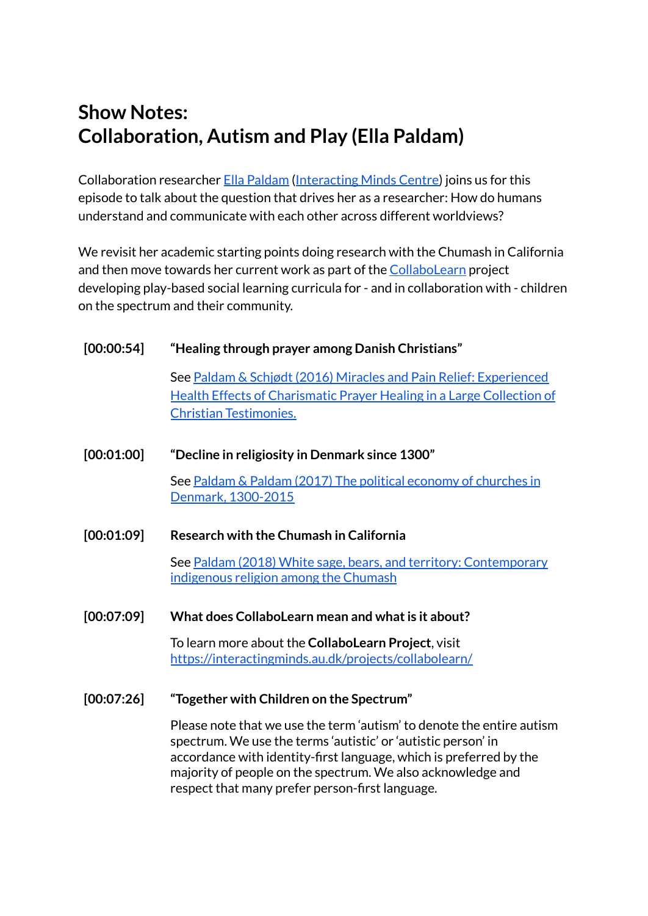# Show Notes: Collaboration, Autism and Play (Ella Paldam)

Collaboration researcher Ella Paldam (Interacting Minds Centre) joins us for this episode to talk about the question that drives her as a researcher: How do humans understand and communicate with each other across different worldviews?

We revisit her academic starting points doing research with the Chumash in California and then move towards her current work as part of the CollaboLearn project developing play-based social learning curricula for - and in collaboration with - children on the spectrum and their community.

**[00:00:54]** **"Healing through prayer among Danish Christians"**

See Paldam & Schjødt (2016) Miracles and Pain Relief: Experienced Health Effects of Charismatic Prayer Healing in a Large Collection of Christian Testimonies.

**[00:01:00]** **"Decline in religiosity in Denmark since 1300"**

See Paldam & Paldam (2017) The political economy of churches in Denmark, 1300-2015

**[00:01:09]** **Research with the Chumash in California**

See Paldam (2018) White sage, bears, and territory: Contemporary indigenous religion among the Chumash

**[00:07:09]** **What does CollaboLearn mean and what is it about?**

To learn more about the **CollaboLearn Project**, visit https://interactingminds.au.dk/projects/collabolearn/

**[00:07:26]** **"Together with Children on the Spectrum"**

Please note that we use the term 'autism' to denote the entire autism spectrum. We use the terms 'autistic' or 'autistic person' in accordance with identity-first language, which is preferred by the majority of people on the spectrum. We also acknowledge and respect that many prefer person-first language.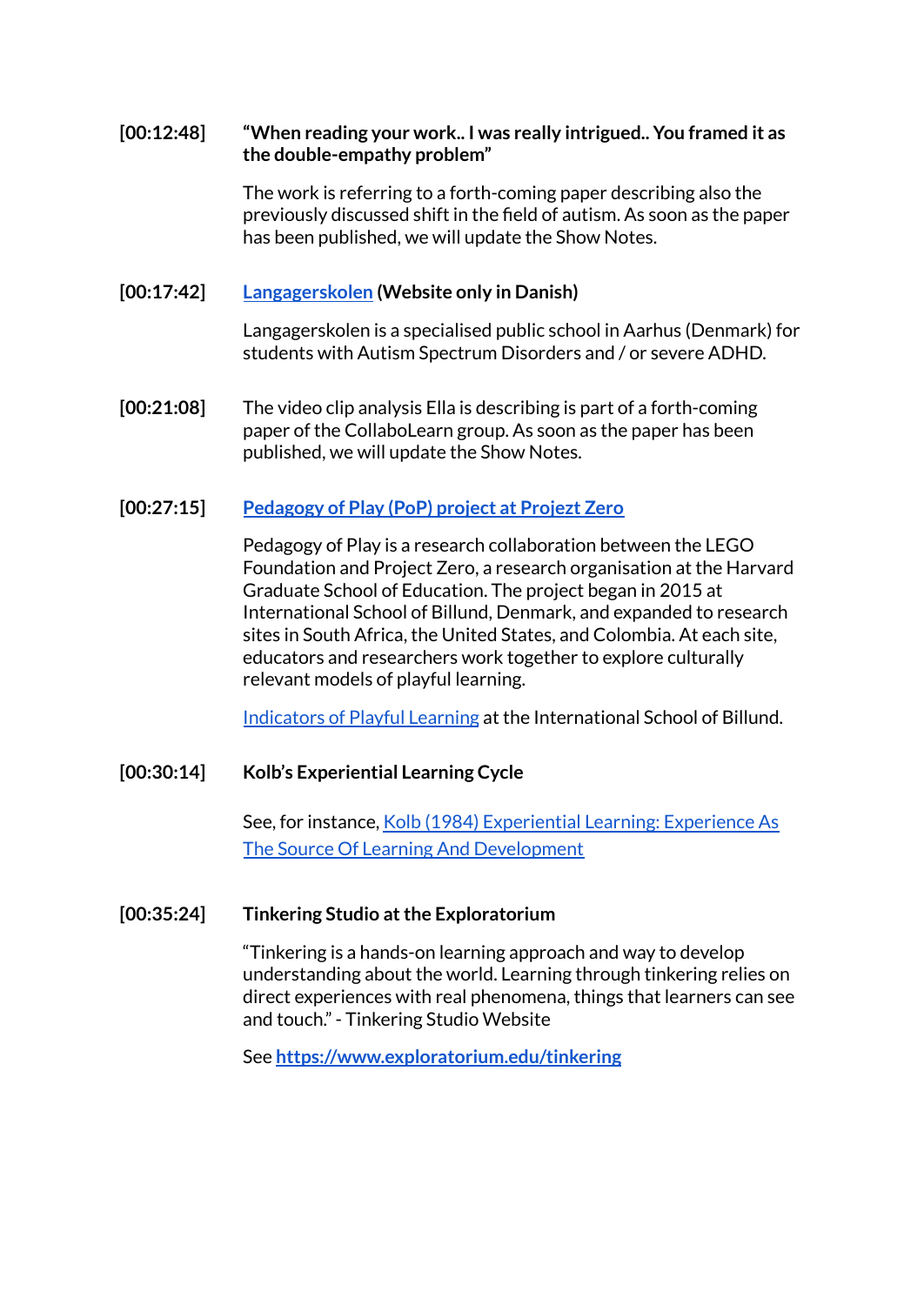**[00:12:48]** **"When reading your work.. I was really intrigued.. You framed it as the double-empathy problem"**

The work is referring to a forth-coming paper describing also the previously discussed shift in the field of autism. As soon as the paper has been published, we will update the Show Notes.

**[00:17:42]** **Langagerskolen (Website only in Danish)**

Langagerskolen is a specialised public school in Aarhus (Denmark) for students with Autism Spectrum Disorders and / or severe ADHD.

**[00:21:08]** The video clip analysis Ella is describing is part of a forth-coming paper of the CollaboLearn group. As soon as the paper has been published, we will update the Show Notes.

**[00:27:15]** **Pedagogy of Play (PoP) project at Projezt Zero**

Pedagogy of Play is a research collaboration between the LEGO Foundation and Project Zero, a research organisation at the Harvard Graduate School of Education. The project began in 2015 at International School of Billund, Denmark, and expanded to research sites in South Africa, the United States, and Colombia. At each site, educators and researchers work together to explore culturally relevant models of playful learning.

Indicators of Playful Learning at the International School of Billund.

**[00:30:14]** **Kolb's Experiential Learning Cycle**

See, for instance, Kolb (1984) Experiential Learning: Experience As The Source Of Learning And Development

**[00:35:24]** **Tinkering Studio at the Exploratorium**

"Tinkering is a hands-on learning approach and way to develop understanding about the world. Learning through tinkering relies on direct experiences with real phenomena, things that learners can see and touch." - Tinkering Studio Website

See **https://www.exploratorium.edu/tinkering**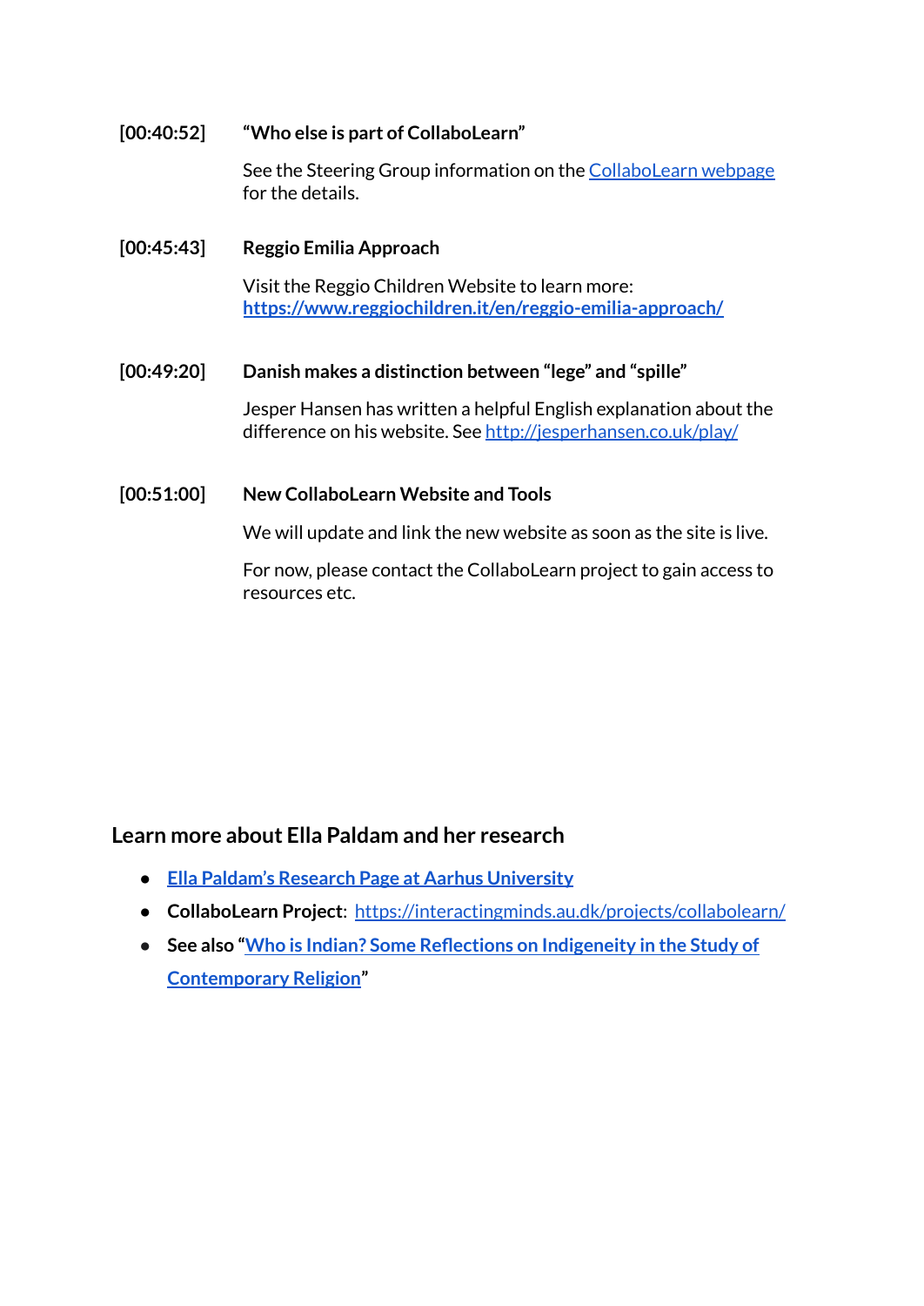**[00:40:52]** **"Who else is part of CollaboLearn"**

See the Steering Group information on the CollaboLearn webpage for the details.

**[00:45:43]** **Reggio Emilia Approach**

Visit the Reggio Children Website to learn more: **https://www.reggiochildren.it/en/reggio-emilia-approach/**

**[00:49:20]** **Danish makes a distinction between "lege" and "spille"**

Jesper Hansen has written a helpful English explanation about the difference on his website. See http://jesperhansen.co.uk/play/

**[00:51:00]** **New CollaboLearn Website and Tools**

We will update and link the new website as soon as the site is live.

For now, please contact the CollaboLearn project to gain access to resources etc.

## Learn more about Ella Paldam and her research

- **Ella Paldam's Research Page at Aarhus University**
- **CollaboLearn Project**: https://interactingminds.au.dk/projects/collabolearn/
- **See also "Who is Indian? Some Reflections on Indigeneity in the Study of Contemporary Religion"**